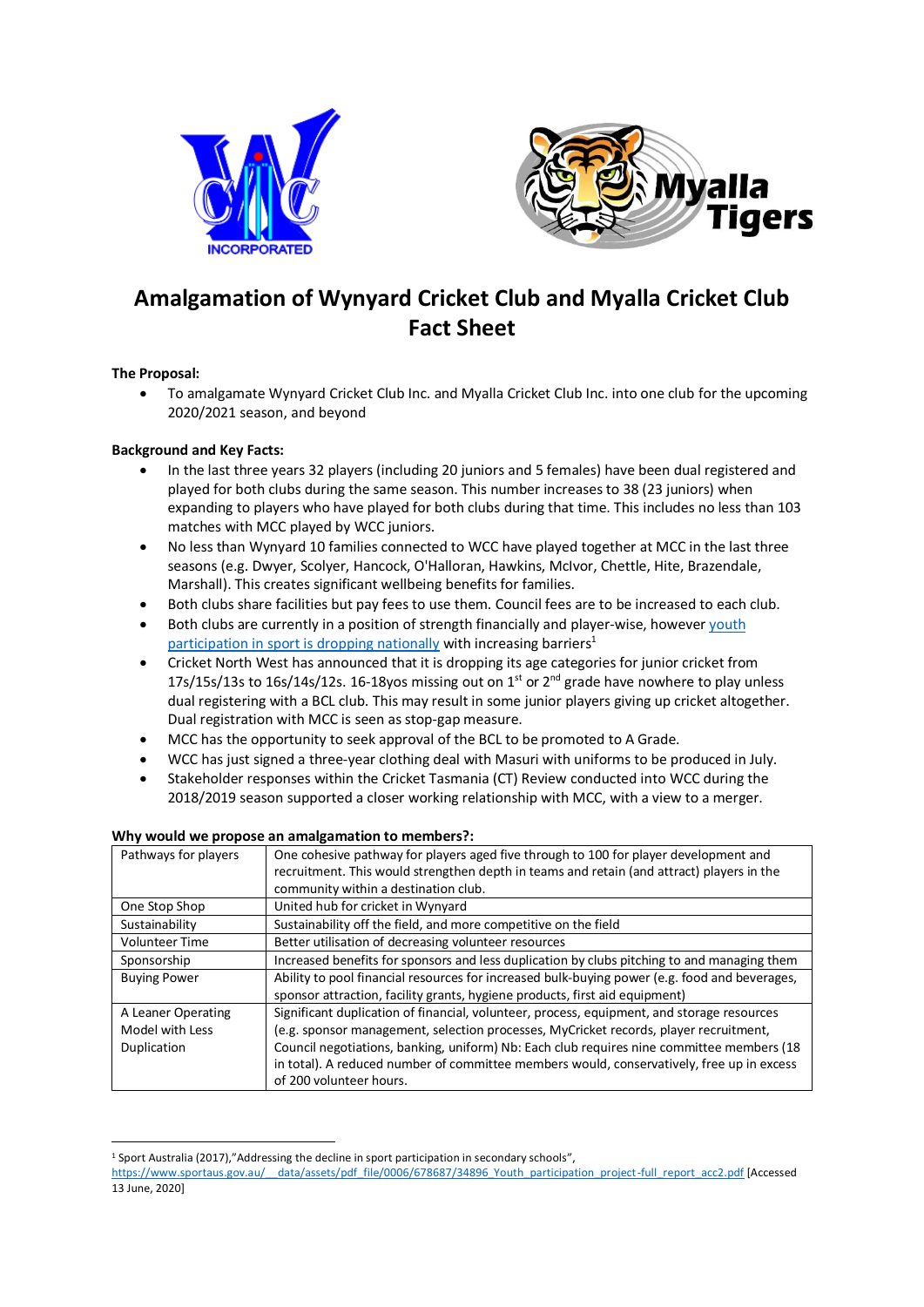# Amalgamation of Wynyard Cricket Club and Myalla Cricket Club Fact Sheet

**The Proposal:**

- To amalgamate Wynyard Cricket Club Inc. and Myalla Cricket Club Inc. into one club for the upcoming 2020/2021 season, and beyond

**Background and Key Facts:**

- In the last three years 32 players (including 20 juniors and 5 females) have been dual registered and played for both clubs during the same season. This number increases to 38 (23 juniors) when expanding to players who have played for both clubs during that time. This includes no less than 103 matches with MCC played by WCC juniors.
- No less than Wynyard 10 families connected to WCC have played together at MCC in the last three seasons (e.g. Dwyer, Scolyer, Hancock, O'Halloran, Hawkins, McIvor, Chettle, Hite, Brazendale, Marshall). This creates significant wellbeing benefits for families.
- Both clubs share facilities but pay fees to use them. Council fees are to be increased to each club.
- Both clubs are currently in a position of strength financially and player-wise, however youth participation in sport is dropping nationally with increasing barriers[1]
- Cricket North West has announced that it is dropping its age categories for junior cricket from 17s/15s/13s to 16s/14s/12s. 16-18yos missing out on 1st or 2nd grade have nowhere to play unless dual registering with a BCL club. This may result in some junior players giving up cricket altogether. Dual registration with MCC is seen as stop-gap measure.
- MCC has the opportunity to seek approval of the BCL to be promoted to A Grade.
- WCC has just signed a three-year clothing deal with Masuri with uniforms to be produced in July.
- Stakeholder responses within the Cricket Tasmania (CT) Review conducted into WCC during the 2018/2019 season supported a closer working relationship with MCC, with a view to a merger.

**Why would we propose an amalgamation to members?:**

| | |
|---|---|
| Pathways for players | One cohesive pathway for players aged five through to 100 for player development and recruitment. This would strengthen depth in teams and retain (and attract) players in the community within a destination club. |
| One Stop Shop | United hub for cricket in Wynyard |
| Sustainability | Sustainability off the field, and more competitive on the field |
| Volunteer Time | Better utilisation of decreasing volunteer resources |
| Sponsorship | Increased benefits for sponsors and less duplication by clubs pitching to and managing them |
| Buying Power | Ability to pool financial resources for increased bulk-buying power (e.g. food and beverages, sponsor attraction, facility grants, hygiene products, first aid equipment) |
| A Leaner Operating Model with Less Duplication | Significant duplication of financial, volunteer, process, equipment, and storage resources (e.g. sponsor management, selection processes, MyCricket records, player recruitment, Council negotiations, banking, uniform) Nb: Each club requires nine committee members (18 in total). A reduced number of committee members would, conservatively, free up in excess of 200 volunteer hours. |

[1] Sport Australia (2017),"Addressing the decline in sport participation in secondary schools", https://www.sportaus.gov.au/__data/assets/pdf_file/0006/678687/34896_Youth_participation_project-full_report_acc2.pdf [Accessed 13 June, 2020]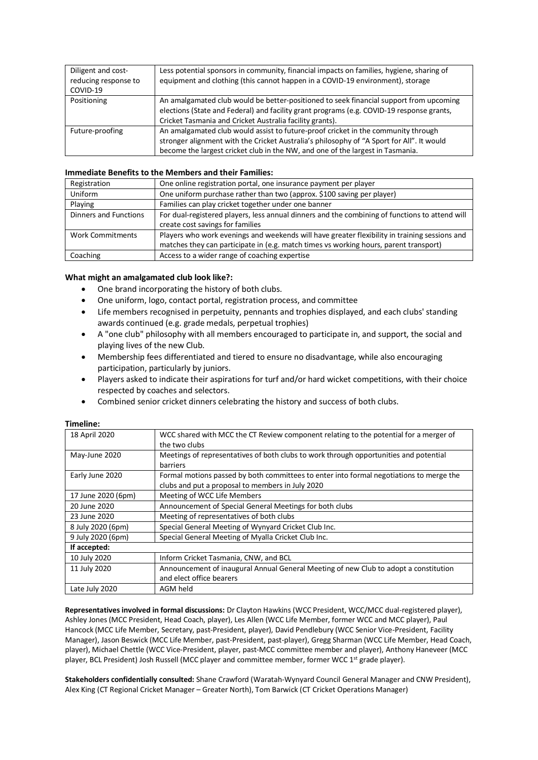| | |
|---|---|
| Diligent and cost-reducing response to COVID-19 | Less potential sponsors in community, financial impacts on families, hygiene, sharing of equipment and clothing (this cannot happen in a COVID-19 environment), storage |
| Positioning | An amalgamated club would be better-positioned to seek financial support from upcoming elections (State and Federal) and facility grant programs (e.g. COVID-19 response grants, Cricket Tasmania and Cricket Australia facility grants). |
| Future-proofing | An amalgamated club would assist to future-proof cricket in the community through stronger alignment with the Cricket Australia's philosophy of "A Sport for All". It would become the largest cricket club in the NW, and one of the largest in Tasmania. |

**Immediate Benefits to the Members and their Families:**

| | |
|---|---|
| Registration | One online registration portal, one insurance payment per player |
| Uniform | One uniform purchase rather than two (approx. $100 saving per player) |
| Playing | Families can play cricket together under one banner |
| Dinners and Functions | For dual-registered players, less annual dinners and the combining of functions to attend will create cost savings for families |
| Work Commitments | Players who work evenings and weekends will have greater flexibility in training sessions and matches they can participate in (e.g. match times vs working hours, parent transport) |
| Coaching | Access to a wider range of coaching expertise |

**What might an amalgamated club look like?:**

- One brand incorporating the history of both clubs.
- One uniform, logo, contact portal, registration process, and committee
- Life members recognised in perpetuity, pennants and trophies displayed, and each clubs' standing awards continued (e.g. grade medals, perpetual trophies)
- A "one club" philosophy with all members encouraged to participate in, and support, the social and playing lives of the new Club.
- Membership fees differentiated and tiered to ensure no disadvantage, while also encouraging participation, particularly by juniors.
- Players asked to indicate their aspirations for turf and/or hard wicket competitions, with their choice respected by coaches and selectors.
- Combined senior cricket dinners celebrating the history and success of both clubs.

**Timeline:**

| | |
|---|---|
| 18 April 2020 | WCC shared with MCC the CT Review component relating to the potential for a merger of the two clubs |
| May-June 2020 | Meetings of representatives of both clubs to work through opportunities and potential barriers |
| Early June 2020 | Formal motions passed by both committees to enter into formal negotiations to merge the clubs and put a proposal to members in July 2020 |
| 17 June 2020 (6pm) | Meeting of WCC Life Members |
| 20 June 2020 | Announcement of Special General Meetings for both clubs |
| 23 June 2020 | Meeting of representatives of both clubs |
| 8 July 2020 (6pm) | Special General Meeting of Wynyard Cricket Club Inc. |
| 9 July 2020 (6pm) | Special General Meeting of Myalla Cricket Club Inc. |
| **If accepted:** | |
| 10 July 2020 | Inform Cricket Tasmania, CNW, and BCL |
| 11 July 2020 | Announcement of inaugural Annual General Meeting of new Club to adopt a constitution and elect office bearers |
| Late July 2020 | AGM held |

**Representatives involved in formal discussions:** Dr Clayton Hawkins (WCC President, WCC/MCC dual-registered player), Ashley Jones (MCC President, Head Coach, player), Les Allen (WCC Life Member, former WCC and MCC player), Paul Hancock (MCC Life Member, Secretary, past-President, player), David Pendlebury (WCC Senior Vice-President, Facility Manager), Jason Beswick (MCC Life Member, past-President, past-player), Gregg Sharman (WCC Life Member, Head Coach, player), Michael Chettle (WCC Vice-President, player, past-MCC committee member and player), Anthony Haneveer (MCC player, BCL President) Josh Russell (MCC player and committee member, former WCC 1st grade player).

**Stakeholders confidentially consulted:** Shane Crawford (Waratah-Wynyard Council General Manager and CNW President), Alex King (CT Regional Cricket Manager – Greater North), Tom Barwick (CT Cricket Operations Manager)